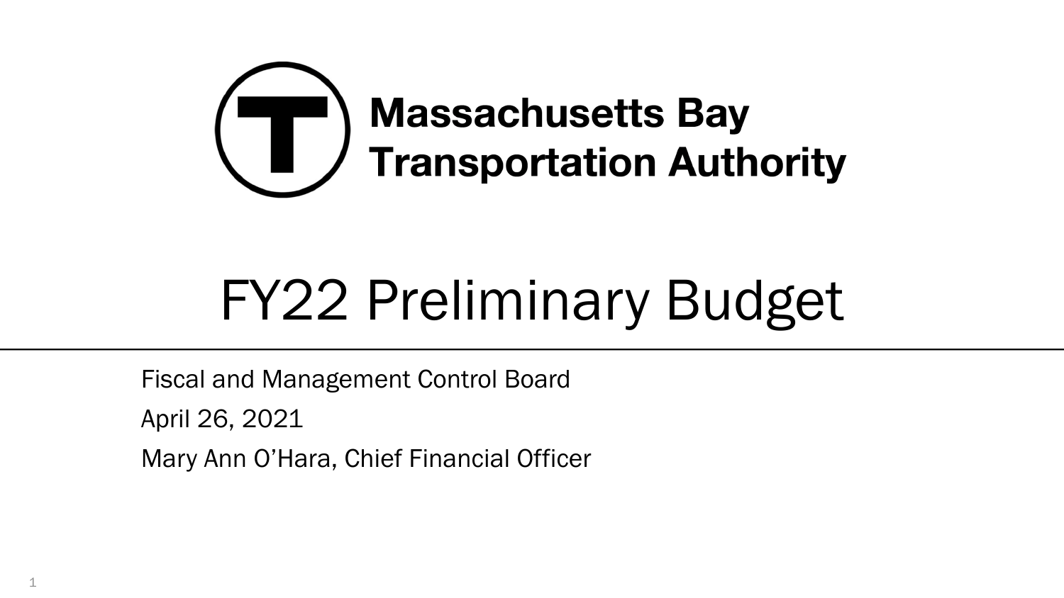**Massachusetts Bay Transportation Authority**

# FY22 Preliminary Budget

Fiscal and Management Control Board

April 26, 2021

Mary Ann O'Hara, Chief Financial Officer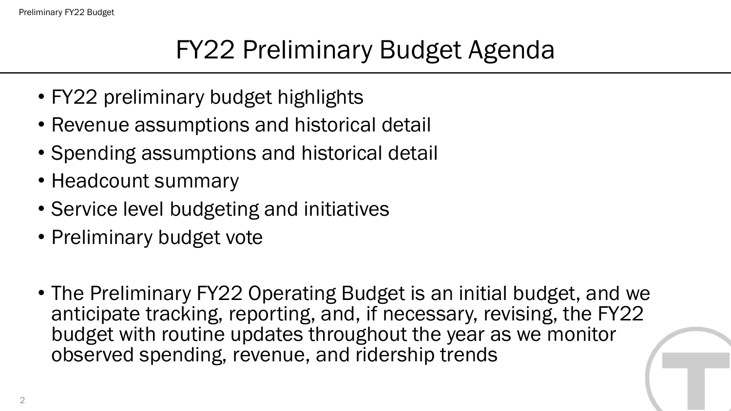# FY22 Preliminary Budget Agenda

- FY22 preliminary budget highlights
- Revenue assumptions and historical detail
- Spending assumptions and historical detail
- Headcount summary
- Service level budgeting and initiatives
- Preliminary budget vote

- The Preliminary FY22 Operating Budget is an initial budget, and we anticipate tracking, reporting, and, if necessary, revising, the FY22 budget with routine updates throughout the year as we monitor observed spending, revenue, and ridership trends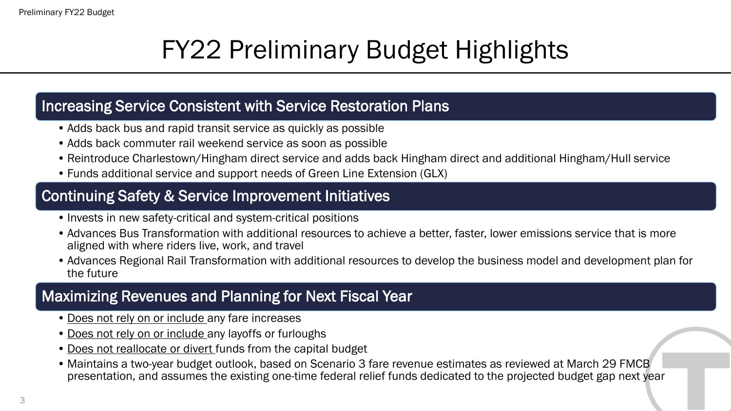# FY22 Preliminary Budget Highlights

## Increasing Service Consistent with Service Restoration Plans

- Adds back bus and rapid transit service as quickly as possible
- Adds back commuter rail weekend service as soon as possible
- Reintroduce Charlestown/Hingham direct service and adds back Hingham direct and additional Hingham/Hull service
- Funds additional service and support needs of Green Line Extension (GLX)

## Continuing Safety & Service Improvement Initiatives

- Invests in new safety-critical and system-critical positions
- Advances Bus Transformation with additional resources to achieve a better, faster, lower emissions service that is more aligned with where riders live, work, and travel
- Advances Regional Rail Transformation with additional resources to develop the business model and development plan for the future

## Maximizing Revenues and Planning for Next Fiscal Year

- <u>Does not rely on or include</u> any fare increases
- <u>Does not rely on or include</u> any layoffs or furloughs
- <u>Does not reallocate or divert</u> funds from the capital budget
- Maintains a two-year budget outlook, based on Scenario 3 fare revenue estimates as reviewed at March 29 FMCB presentation, and assumes the existing one-time federal relief funds dedicated to the projected budget gap next year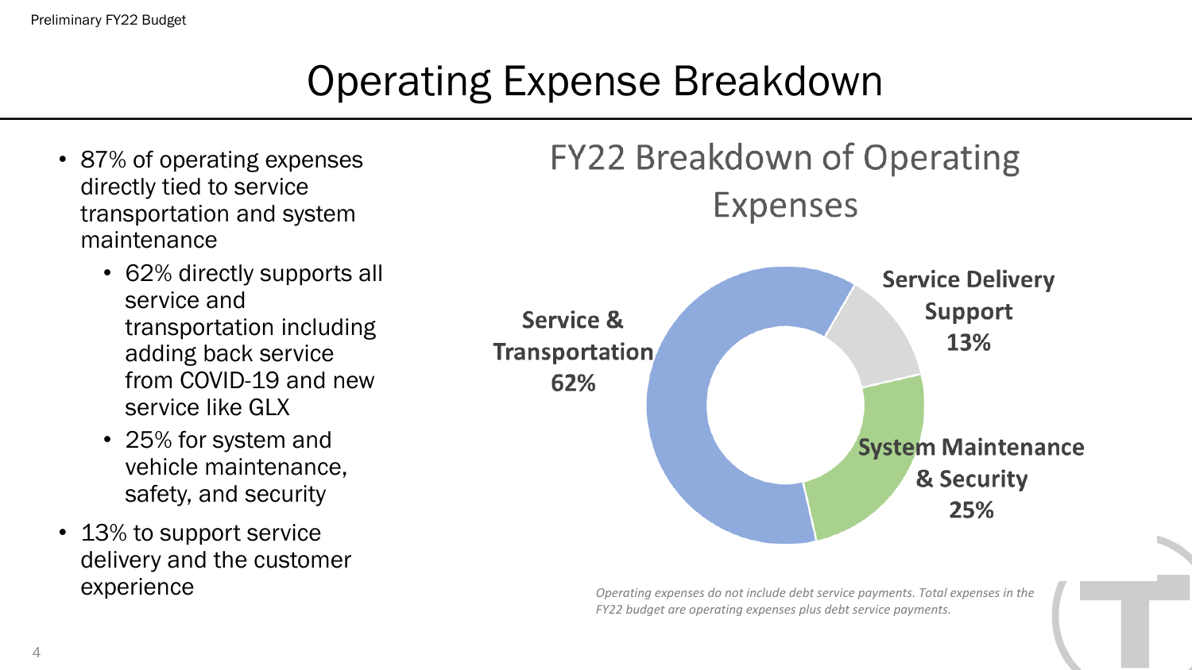# Operating Expense Breakdown

- 87% of operating expenses directly tied to service transportation and system maintenance
  - 62% directly supports all service and transportation including adding back service from COVID-19 and new service like GLX
  - 25% for system and vehicle maintenance, safety, and security
- 13% to support service delivery and the customer experience

## FY22 Breakdown of Operating Expenses

| Category | Share |
| --- | --- |
| Service & Transportation | 62% |
| Service Delivery Support | 13% |
| System Maintenance & Security | 25% |

*Operating expenses do not include debt service payments. Total expenses in the FY22 budget are operating expenses plus debt service payments.*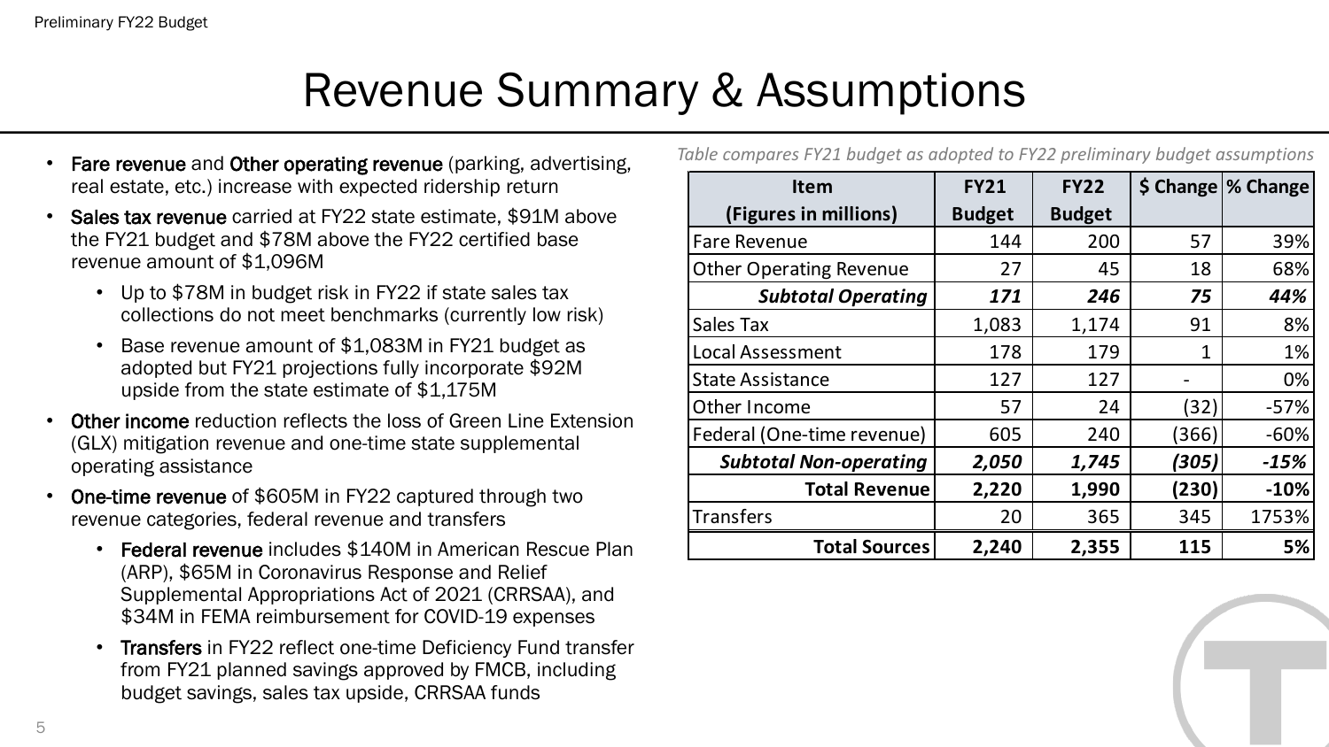# Revenue Summary & Assumptions

- **Fare revenue** and **Other operating revenue** (parking, advertising, real estate, etc.) increase with expected ridership return
- **Sales tax revenue** carried at FY22 state estimate, $91M above the FY21 budget and $78M above the FY22 certified base revenue amount of $1,096M
  - Up to $78M in budget risk in FY22 if state sales tax collections do not meet benchmarks (currently low risk)
  - Base revenue amount of $1,083M in FY21 budget as adopted but FY21 projections fully incorporate $92M upside from the state estimate of $1,175M
- **Other income** reduction reflects the loss of Green Line Extension (GLX) mitigation revenue and one-time state supplemental operating assistance
- **One-time revenue** of $605M in FY22 captured through two revenue categories, federal revenue and transfers
  - **Federal revenue** includes $140M in American Rescue Plan (ARP), $65M in Coronavirus Response and Relief Supplemental Appropriations Act of 2021 (CRRSAA), and $34M in FEMA reimbursement for COVID-19 expenses
  - **Transfers** in FY22 reflect one-time Deficiency Fund transfer from FY21 planned savings approved by FMCB, including budget savings, sales tax upside, CRRSAA funds

*Table compares FY21 budget as adopted to FY22 preliminary budget assumptions*

| Item (Figures in millions) | FY21 Budget | FY22 Budget | $ Change | % Change |
|---|---|---|---|---|
| Fare Revenue | 144 | 200 | 57 | 39% |
| Other Operating Revenue | 27 | 45 | 18 | 68% |
| ***Subtotal Operating*** | ***171*** | ***246*** | ***75*** | ***44%*** |
| Sales Tax | 1,083 | 1,174 | 91 | 8% |
| Local Assessment | 178 | 179 | 1 | 1% |
| State Assistance | 127 | 127 | - | 0% |
| Other Income | 57 | 24 | (32) | -57% |
| Federal (One-time revenue) | 605 | 240 | (366) | -60% |
| ***Subtotal Non-operating*** | ***2,050*** | ***1,745*** | ***(305)*** | ***-15%*** |
| **Total Revenue** | **2,220** | **1,990** | **(230)** | **-10%** |
| Transfers | 20 | 365 | 345 | 1753% |
| **Total Sources** | **2,240** | **2,355** | **115** | **5%** |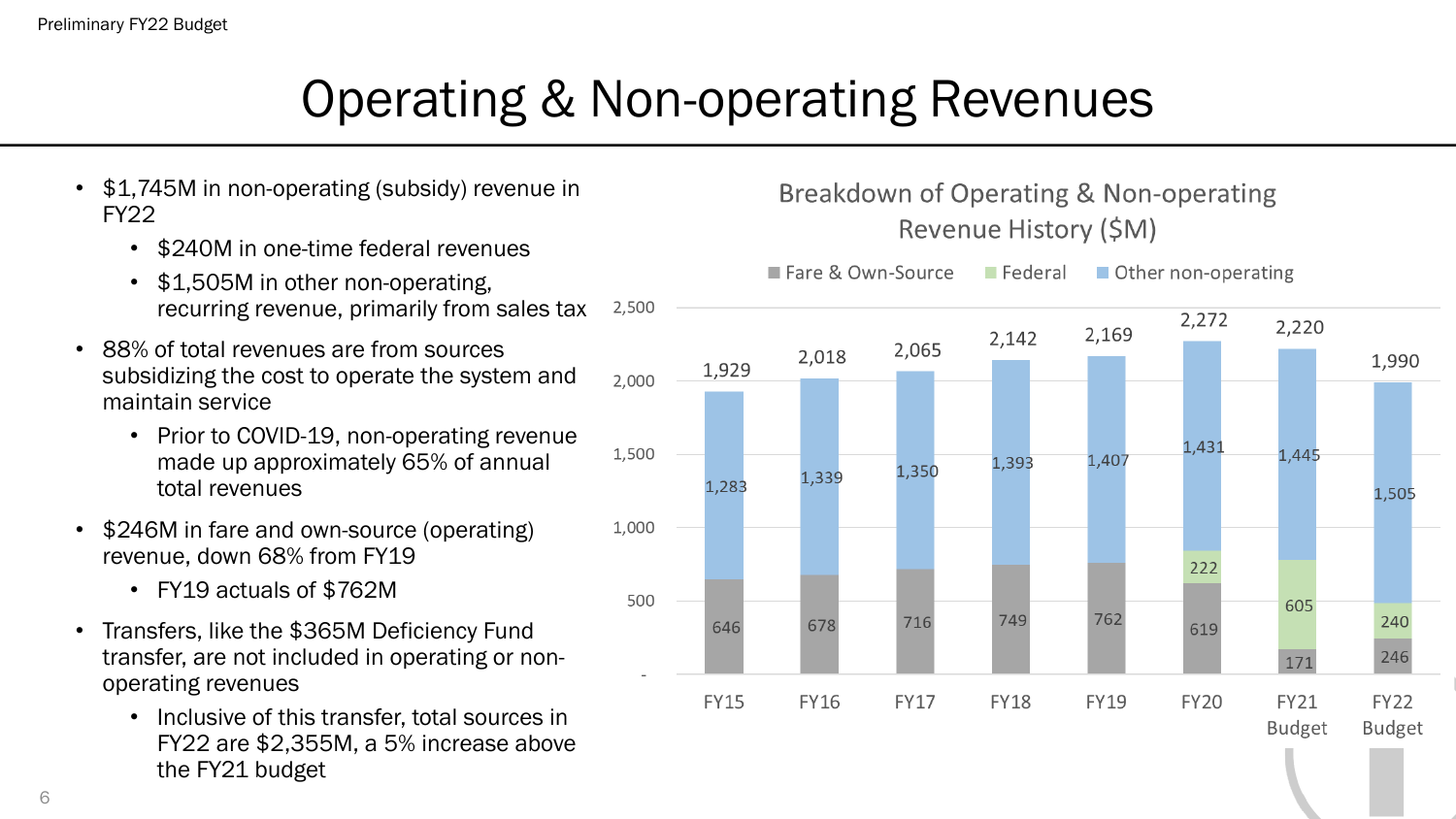# Operating & Non-operating Revenues

- $1,745M in non-operating (subsidy) revenue in FY22
  - $240M in one-time federal revenues
  - $1,505M in other non-operating, recurring revenue, primarily from sales tax
- 88% of total revenues are from sources subsidizing the cost to operate the system and maintain service
  - Prior to COVID-19, non-operating revenue made up approximately 65% of annual total revenues
- $246M in fare and own-source (operating) revenue, down 68% from FY19
  - FY19 actuals of $762M
- Transfers, like the $365M Deficiency Fund transfer, are not included in operating or non-operating revenues
  - Inclusive of this transfer, total sources in FY22 are $2,355M, a 5% increase above the FY21 budget

**Breakdown of Operating & Non-operating Revenue History ($M)**

| | Fare & Own-Source | Federal | Other non-operating | Total |
|---|---|---|---|---|
| FY15 | 646 | | 1,283 | 1,929 |
| FY16 | 678 | | 1,339 | 2,018 |
| FY17 | 716 | | 1,350 | 2,065 |
| FY18 | 749 | | 1,393 | 2,142 |
| FY19 | 762 | | 1,407 | 2,169 |
| FY20 | 619 | 222 | 1,431 | 2,272 |
| FY21 Budget | 171 | 605 | 1,445 | 2,220 |
| FY22 Budget | 246 | 240 | 1,505 | 1,990 |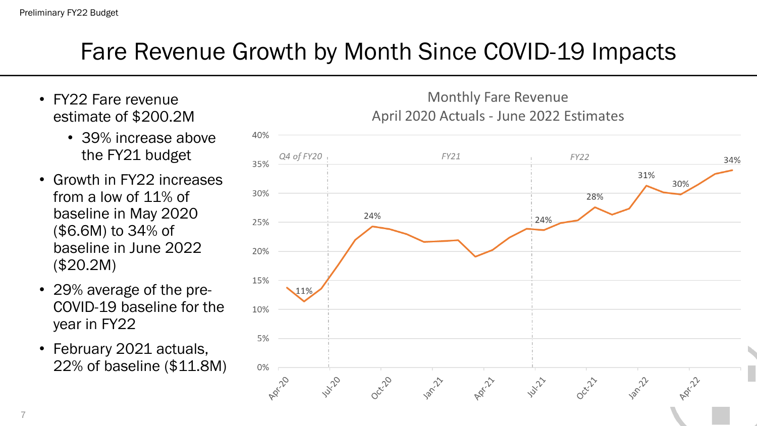# Fare Revenue Growth by Month Since COVID-19 Impacts

- FY22 Fare revenue estimate of $200.2M
  - 39% increase above the FY21 budget
- Growth in FY22 increases from a low of 11% of baseline in May 2020 ($6.6M) to 34% of baseline in June 2022 ($20.2M)
- 29% average of the pre-COVID-19 baseline for the year in FY22
- February 2021 actuals, 22% of baseline ($11.8M)

Monthly Fare Revenue
April 2020 Actuals - June 2022 Estimates

Q4 of FY20 | FY21 | FY22

40% | 35% | 30% | 25% | 20% | 15% | 10% | 5% | 0%

11% | 24% | 24% | 28% | 31% | 30% | 34%

Apr-20 | Jul-20 | Oct-20 | Jan-21 | Apr-21 | Jul-21 | Oct-21 | Jan-22 | Apr-22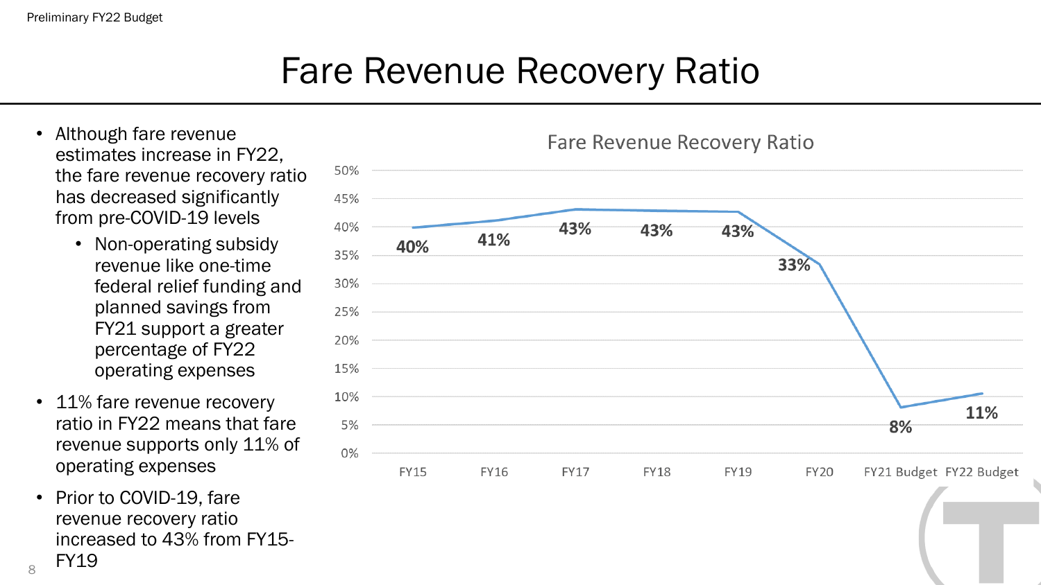# Fare Revenue Recovery Ratio

- Although fare revenue estimates increase in FY22, the fare revenue recovery ratio has decreased significantly from pre-COVID-19 levels
  - Non-operating subsidy revenue like one-time federal relief funding and planned savings from FY21 support a greater percentage of FY22 operating expenses
- 11% fare revenue recovery ratio in FY22 means that fare revenue supports only 11% of operating expenses
- Prior to COVID-19, fare revenue recovery ratio increased to 43% from FY15-FY19

**Fare Revenue Recovery Ratio**

| | FY15 | FY16 | FY17 | FY18 | FY19 | FY20 | FY21 Budget | FY22 Budget |
|---|---|---|---|---|---|---|---|---|
| Fare Revenue Recovery Ratio | 40% | 41% | 43% | 43% | 43% | 33% | 8% | 11% |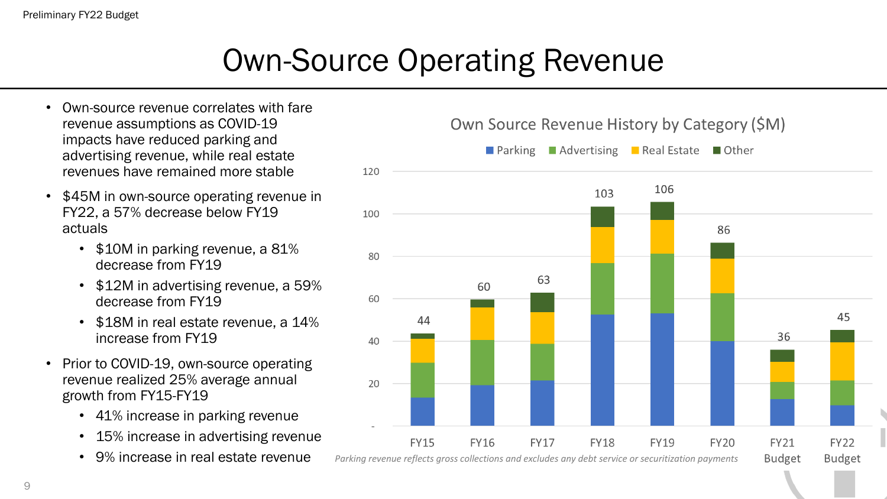# Own-Source Operating Revenue

- Own-source revenue correlates with fare revenue assumptions as COVID-19 impacts have reduced parking and advertising revenue, while real estate revenues have remained more stable
- $45M in own-source operating revenue in FY22, a 57% decrease below FY19 actuals
  - $10M in parking revenue, a 81% decrease from FY19
  - $12M in advertising revenue, a 59% decrease from FY19
  - $18M in real estate revenue, a 14% increase from FY19
- Prior to COVID-19, own-source operating revenue realized 25% average annual growth from FY15-FY19
  - 41% increase in parking revenue
  - 15% increase in advertising revenue
  - 9% increase in real estate revenue

**Own Source Revenue History by Category ($M)**

Categories: Parking, Advertising, Real Estate, Other

| | FY15 | FY16 | FY17 | FY18 | FY19 | FY20 | FY21 Budget | FY22 Budget |
|---|---|---|---|---|---|---|---|---|
| Total | 44 | 60 | 63 | 103 | 106 | 86 | 36 | 45 |

*Parking revenue reflects gross collections and excludes any debt service or securitization payments*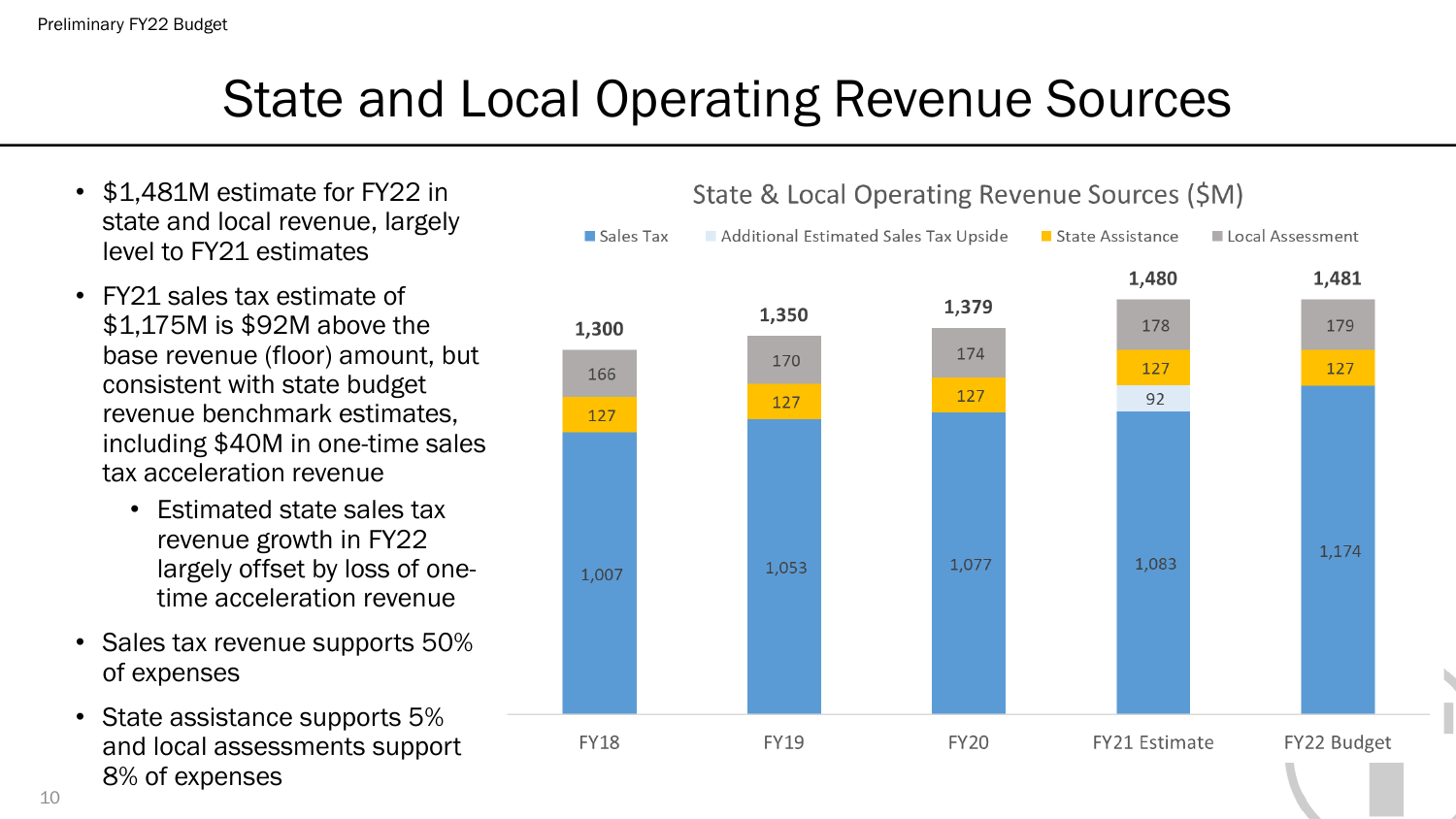# State and Local Operating Revenue Sources

- $1,481M estimate for FY22 in state and local revenue, largely level to FY21 estimates
- FY21 sales tax estimate of $1,175M is $92M above the base revenue (floor) amount, but consistent with state budget revenue benchmark estimates, including $40M in one-time sales tax acceleration revenue
  - Estimated state sales tax revenue growth in FY22 largely offset by loss of one-time acceleration revenue
- Sales tax revenue supports 50% of expenses
- State assistance supports 5% and local assessments support 8% of expenses

**State & Local Operating Revenue Sources ($M)**

| | FY18 | FY19 | FY20 | FY21 Estimate | FY22 Budget |
|---|---|---|---|---|---|
| Sales Tax | 1,007 | 1,053 | 1,077 | 1,083 | 1,174 |
| Additional Estimated Sales Tax Upside | | | | 92 | |
| State Assistance | 127 | 127 | 127 | 127 | 127 |
| Local Assessment | 166 | 170 | 174 | 178 | 179 |
| Total | 1,300 | 1,350 | 1,379 | 1,480 | 1,481 |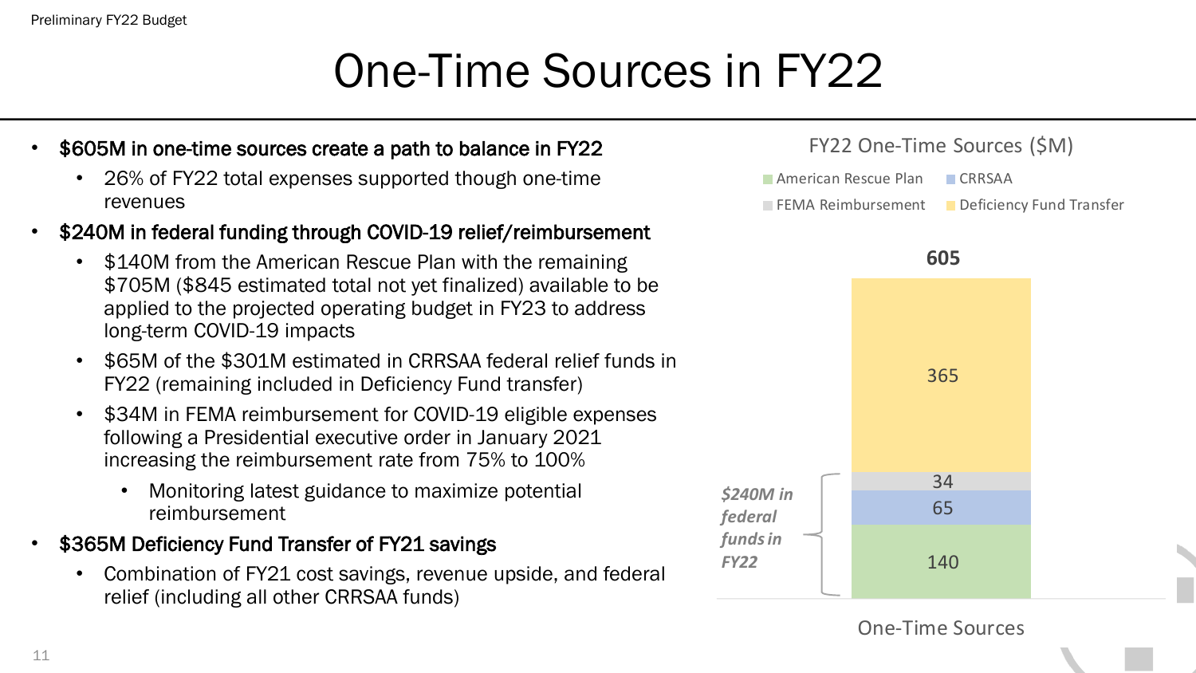# One-Time Sources in FY22

- **$605M in one-time sources create a path to balance in FY22**
  - 26% of FY22 total expenses supported though one-time revenues
- **$240M in federal funding through COVID-19 relief/reimbursement**
  - $140M from the American Rescue Plan with the remaining $705M ($845 estimated total not yet finalized) available to be applied to the projected operating budget in FY23 to address long-term COVID-19 impacts
  - $65M of the $301M estimated in CRRSAA federal relief funds in FY22 (remaining included in Deficiency Fund transfer)
  - $34M in FEMA reimbursement for COVID-19 eligible expenses following a Presidential executive order in January 2021 increasing the reimbursement rate from 75% to 100%
    - Monitoring latest guidance to maximize potential reimbursement
- **$365M Deficiency Fund Transfer of FY21 savings**
  - Combination of FY21 cost savings, revenue upside, and federal relief (including all other CRRSAA funds)

**FY22 One-Time Sources ($M)**

| One-Time Sources | $M |
| --- | --- |
| American Rescue Plan | 140 |
| CRRSAA | 65 |
| FEMA Reimbursement | 34 |
| Deficiency Fund Transfer | 365 |
| **Total** | **605** |

*$240M in federal funds in FY22*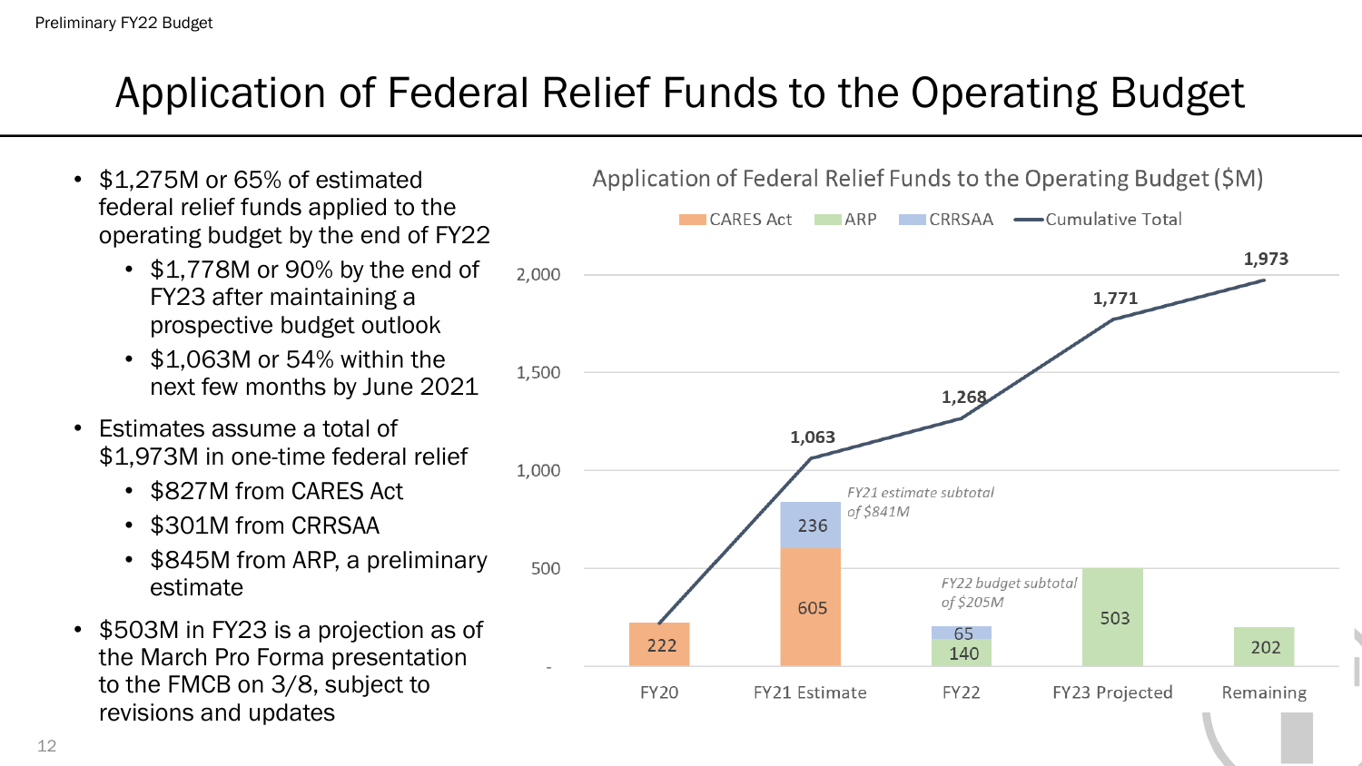# Application of Federal Relief Funds to the Operating Budget

- $1,275M or 65% of estimated federal relief funds applied to the operating budget by the end of FY22
  - $1,778M or 90% by the end of FY23 after maintaining a prospective budget outlook
  - $1,063M or 54% within the next few months by June 2021
- Estimates assume a total of $1,973M in one-time federal relief
  - $827M from CARES Act
  - $301M from CRRSAA
  - $845M from ARP, a preliminary estimate
- $503M in FY23 is a projection as of the March Pro Forma presentation to the FMCB on 3/8, subject to revisions and updates

**Application of Federal Relief Funds to the Operating Budget ($M)**

| | CARES Act | ARP | CRRSAA | Cumulative Total |
|---|---|---|---|---|
| FY20 | 222 | | | |
| FY21 Estimate | 605 | | 236 | 1,063 |
| FY22 | | 140 | 65 | 1,268 |
| FY23 Projected | | 503 | | 1,771 |
| Remaining | | 202 | | 1,973 |

*FY21 estimate subtotal of $841M*

*FY22 budget subtotal of $205M*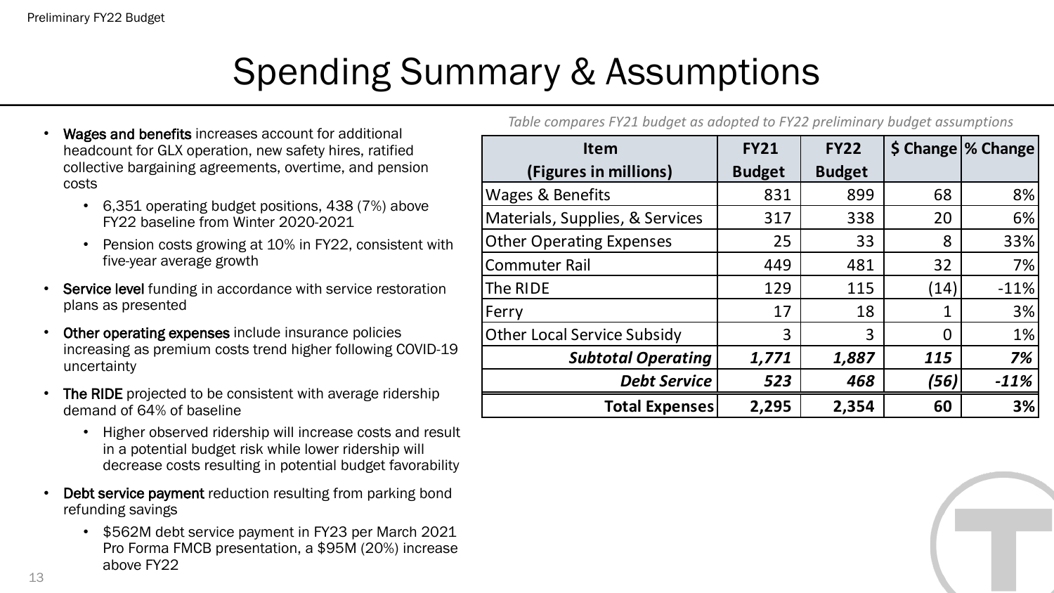# Spending Summary & Assumptions

- **Wages and benefits** increases account for additional headcount for GLX operation, new safety hires, ratified collective bargaining agreements, overtime, and pension costs
  - 6,351 operating budget positions, 438 (7%) above FY22 baseline from Winter 2020-2021
  - Pension costs growing at 10% in FY22, consistent with five-year average growth
- **Service level** funding in accordance with service restoration plans as presented
- **Other operating expenses** include insurance policies increasing as premium costs trend higher following COVID-19 uncertainty
- **The RIDE** projected to be consistent with average ridership demand of 64% of baseline
  - Higher observed ridership will increase costs and result in a potential budget risk while lower ridership will decrease costs resulting in potential budget favorability
- **Debt service payment** reduction resulting from parking bond refunding savings
  - $562M debt service payment in FY23 per March 2021 Pro Forma FMCB presentation, a $95M (20%) increase above FY22

*Table compares FY21 budget as adopted to FY22 preliminary budget assumptions*

| Item (Figures in millions) | FY21 Budget | FY22 Budget | $ Change | % Change |
|---|---|---|---|---|
| Wages & Benefits | 831 | 899 | 68 | 8% |
| Materials, Supplies, & Services | 317 | 338 | 20 | 6% |
| Other Operating Expenses | 25 | 33 | 8 | 33% |
| Commuter Rail | 449 | 481 | 32 | 7% |
| The RIDE | 129 | 115 | (14) | -11% |
| Ferry | 17 | 18 | 1 | 3% |
| Other Local Service Subsidy | 3 | 3 | 0 | 1% |
| ***Subtotal Operating*** | ***1,771*** | ***1,887*** | ***115*** | ***7%*** |
| ***Debt Service*** | ***523*** | ***468*** | ***(56)*** | ***-11%*** |
| **Total Expenses** | **2,295** | **2,354** | **60** | **3%** |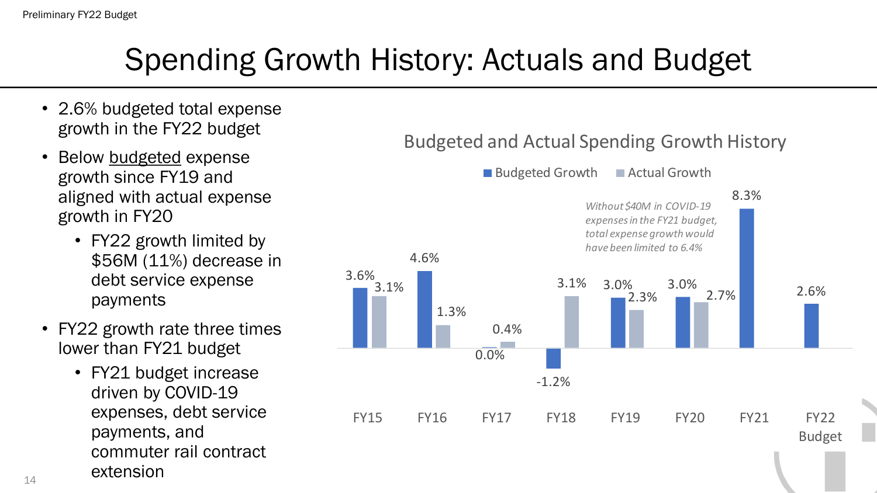# Spending Growth History: Actuals and Budget

- 2.6% budgeted total expense growth in the FY22 budget
- Below budgeted expense growth since FY19 and aligned with actual expense growth in FY20
  - FY22 growth limited by $56M (11%) decrease in debt service expense payments
- FY22 growth rate three times lower than FY21 budget
  - FY21 budget increase driven by COVID-19 expenses, debt service payments, and commuter rail contract extension

**Budgeted and Actual Spending Growth History**

| | Budgeted Growth | Actual Growth |
|---|---|---|
| FY15 | 3.6% | 3.1% |
| FY16 | 4.6% | 1.3% |
| FY17 | 0.0% | 0.4% |
| FY18 | -1.2% | 3.1% |
| FY19 | 3.0% | 2.3% |
| FY20 | 3.0% | 2.7% |
| FY21 | 8.3% | |
| FY22 Budget | 2.6% | |

*Without $40M in COVID-19 expenses in the FY21 budget, total expense growth would have been limited to 6.4%*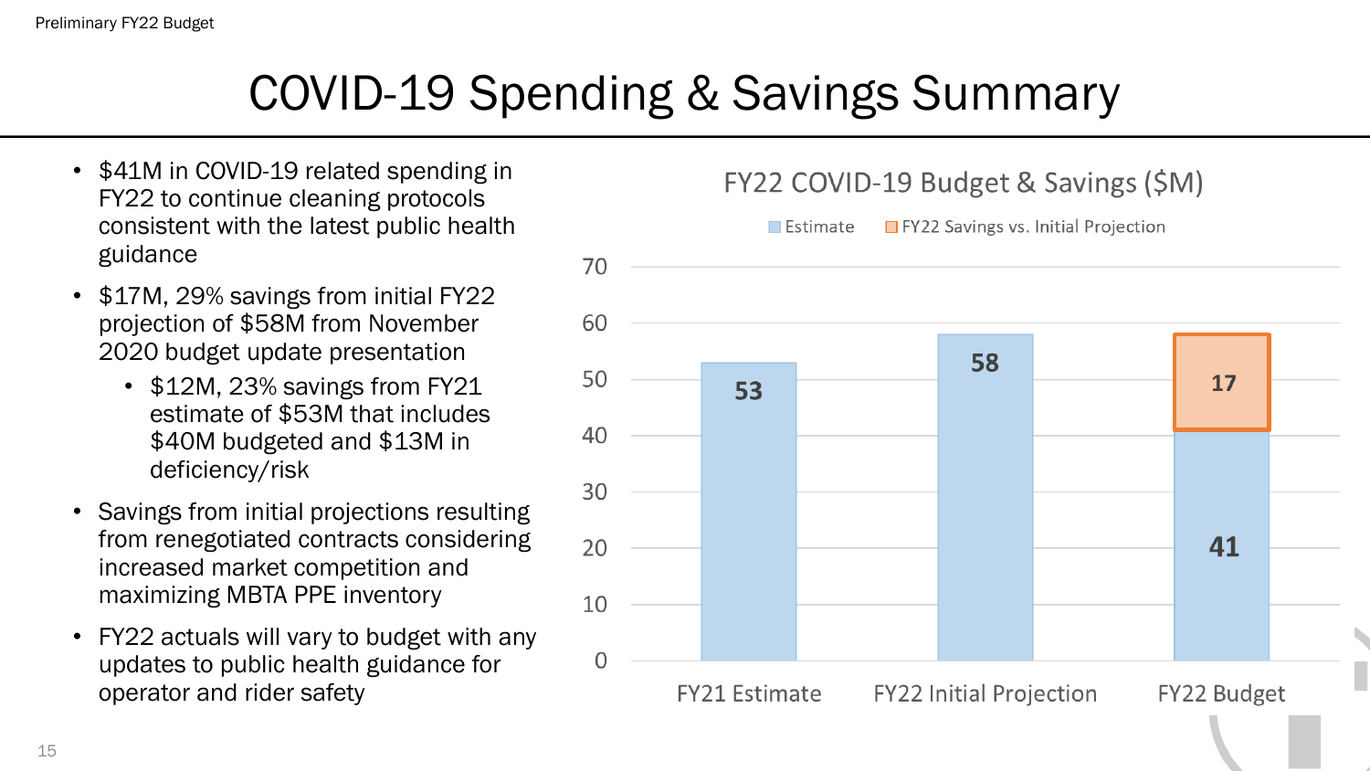# COVID-19 Spending & Savings Summary

- $41M in COVID-19 related spending in FY22 to continue cleaning protocols consistent with the latest public health guidance
- $17M, 29% savings from initial FY22 projection of $58M from November 2020 budget update presentation
  - $12M, 23% savings from FY21 estimate of $53M that includes $40M budgeted and $13M in deficiency/risk
- Savings from initial projections resulting from renegotiated contracts considering increased market competition and maximizing MBTA PPE inventory
- FY22 actuals will vary to budget with any updates to public health guidance for operator and rider safety

**FY22 COVID-19 Budget & Savings ($M)**

| | Estimate | FY22 Savings vs. Initial Projection |
|---|---|---|
| FY21 Estimate | 53 | |
| FY22 Initial Projection | 58 | |
| FY22 Budget | 41 | 17 |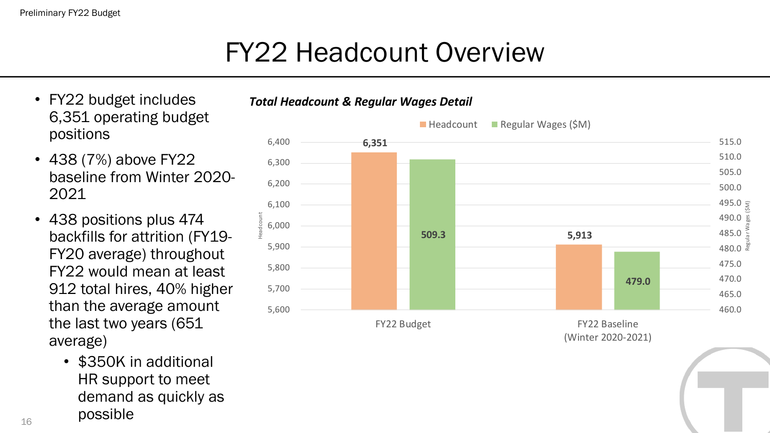# FY22 Headcount Overview

- FY22 budget includes 6,351 operating budget positions
- 438 (7%) above FY22 baseline from Winter 2020-2021
- 438 positions plus 474 backfills for attrition (FY19-FY20 average) throughout FY22 would mean at least 912 total hires, 40% higher than the average amount the last two years (651 average)
  - $350K in additional HR support to meet demand as quickly as possible

***Total Headcount & Regular Wages Detail***

| | Headcount | Regular Wages ($M) |
|---|---|---|
| FY22 Budget | 6,351 | 509.3 |
| FY22 Baseline (Winter 2020-2021) | 5,913 | 479.0 |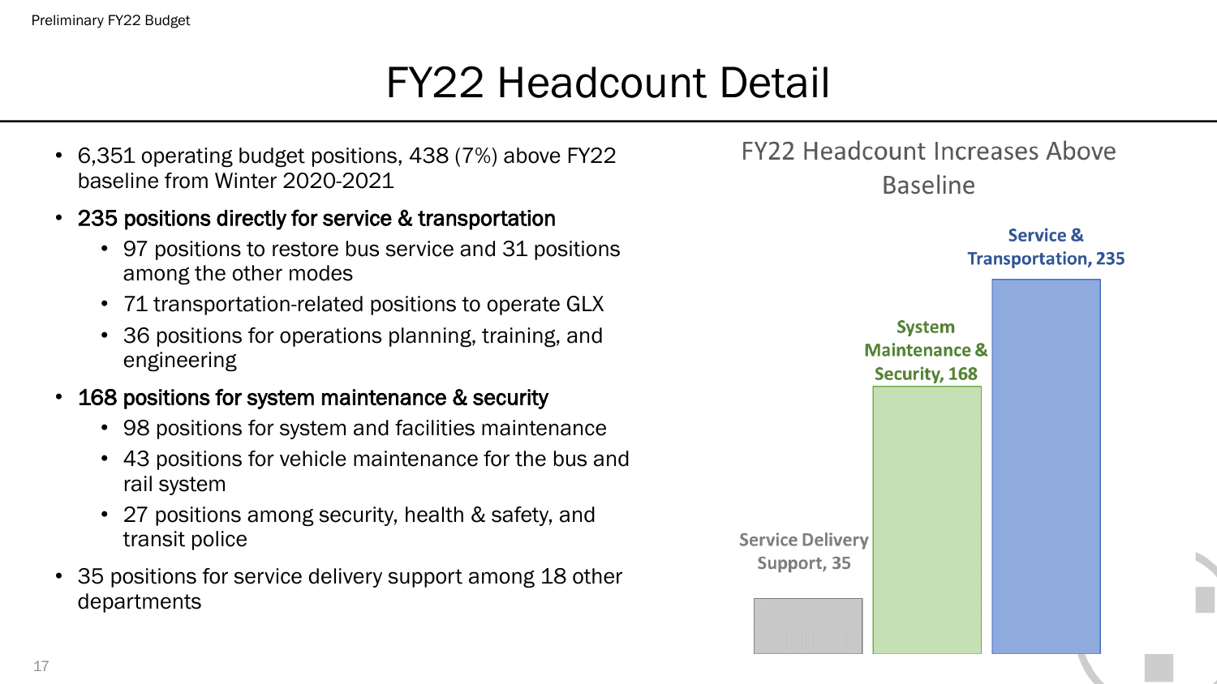# FY22 Headcount Detail

- 6,351 operating budget positions, 438 (7%) above FY22 baseline from Winter 2020-2021
- 235 positions directly for service & transportation
  - 97 positions to restore bus service and 31 positions among the other modes
  - 71 transportation-related positions to operate GLX
  - 36 positions for operations planning, training, and engineering
- 168 positions for system maintenance & security
  - 98 positions for system and facilities maintenance
  - 43 positions for vehicle maintenance for the bus and rail system
  - 27 positions among security, health & safety, and transit police
- 35 positions for service delivery support among 18 other departments

## FY22 Headcount Increases Above Baseline

| Category | Positions |
| --- | --- |
| Service Delivery Support | 35 |
| System Maintenance & Security | 168 |
| Service & Transportation | 235 |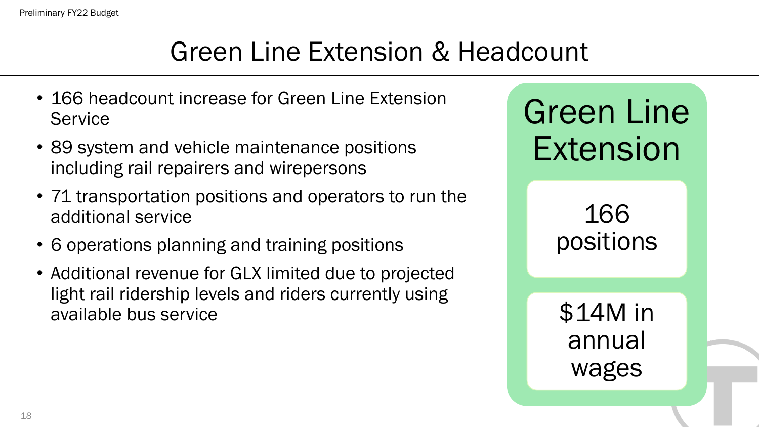# Green Line Extension & Headcount

- 166 headcount increase for Green Line Extension Service
- 89 system and vehicle maintenance positions including rail repairers and wirepersons
- 71 transportation positions and operators to run the additional service
- 6 operations planning and training positions
- Additional revenue for GLX limited due to projected light rail ridership levels and riders currently using available bus service

## Green Line Extension

166 positions

$14M in annual wages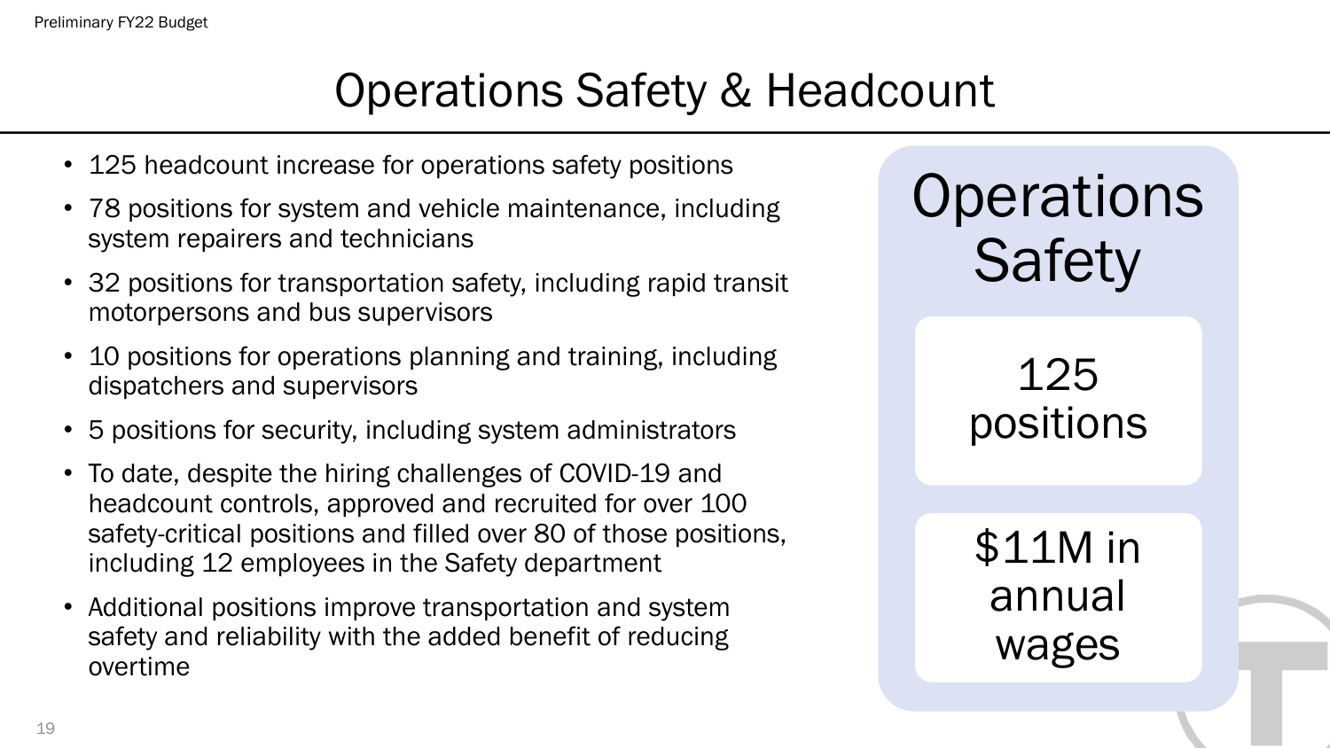# Operations Safety & Headcount

- 125 headcount increase for operations safety positions
- 78 positions for system and vehicle maintenance, including system repairers and technicians
- 32 positions for transportation safety, including rapid transit motorpersons and bus supervisors
- 10 positions for operations planning and training, including dispatchers and supervisors
- 5 positions for security, including system administrators
- To date, despite the hiring challenges of COVID-19 and headcount controls, approved and recruited for over 100 safety-critical positions and filled over 80 of those positions, including 12 employees in the Safety department
- Additional positions improve transportation and system safety and reliability with the added benefit of reducing overtime

## Operations Safety

125 positions

$11M in annual wages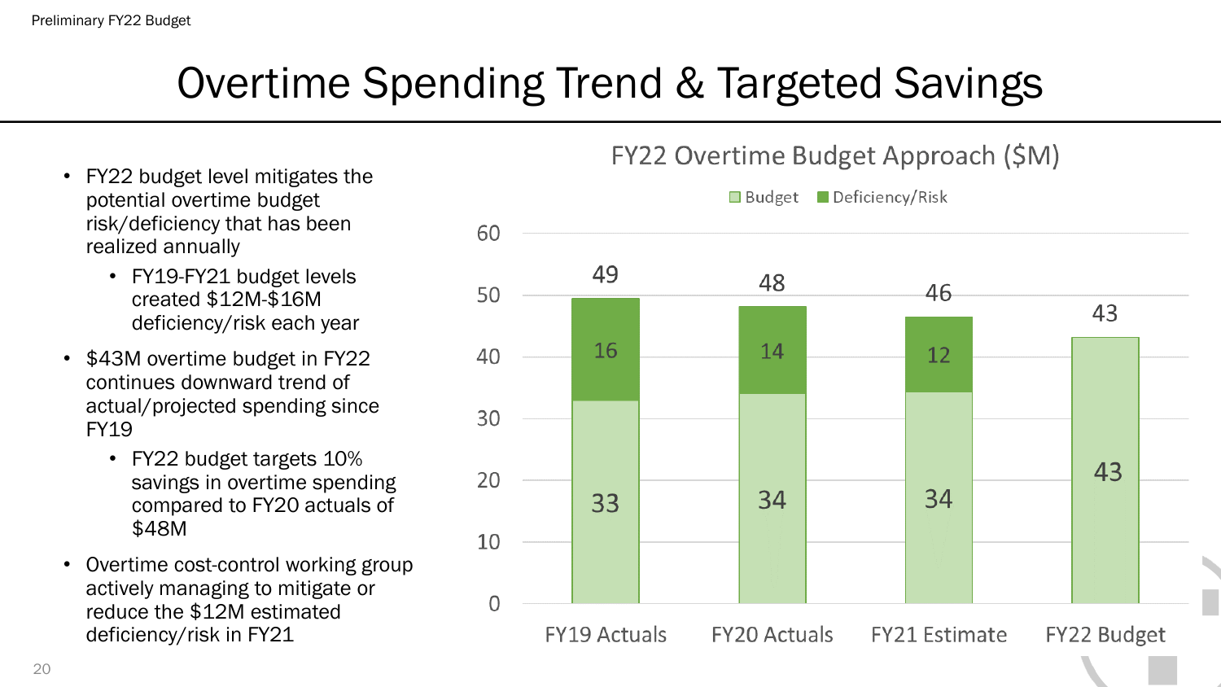# Overtime Spending Trend & Targeted Savings

- FY22 budget level mitigates the potential overtime budget risk/deficiency that has been realized annually
  - FY19-FY21 budget levels created $12M-$16M deficiency/risk each year
- $43M overtime budget in FY22 continues downward trend of actual/projected spending since FY19
  - FY22 budget targets 10% savings in overtime spending compared to FY20 actuals of $48M
- Overtime cost-control working group actively managing to mitigate or reduce the $12M estimated deficiency/risk in FY21

**FY22 Overtime Budget Approach ($M)**

| | FY19 Actuals | FY20 Actuals | FY21 Estimate | FY22 Budget |
|---|---|---|---|---|
| Budget | 33 | 34 | 34 | 43 |
| Deficiency/Risk | 16 | 14 | 12 | |
| Total | 49 | 48 | 46 | 43 |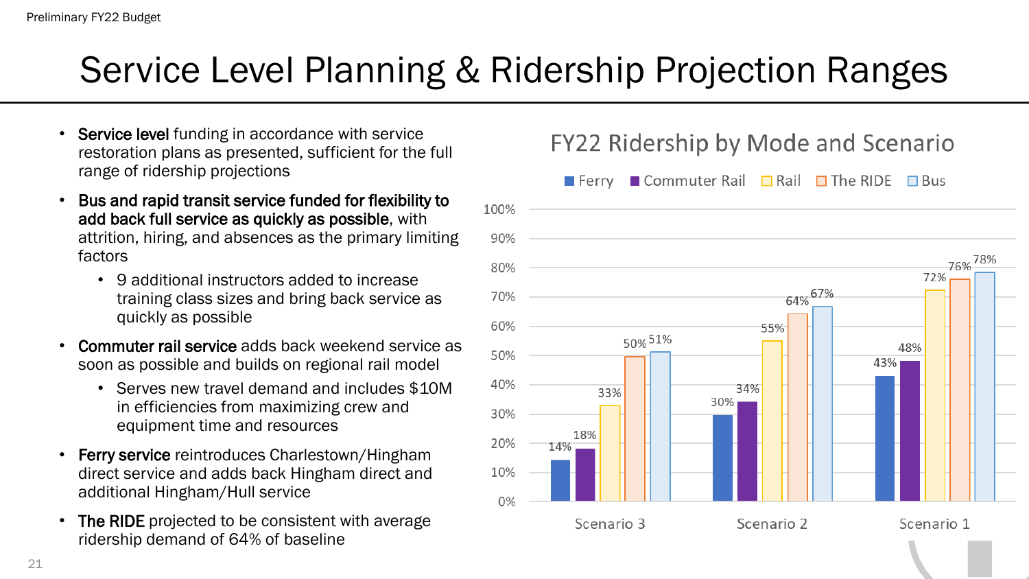# Service Level Planning & Ridership Projection Ranges

- **Service level** funding in accordance with service restoration plans as presented, sufficient for the full range of ridership projections
- **Bus and rapid transit service funded for flexibility to add back full service as quickly as possible**, with attrition, hiring, and absences as the primary limiting factors
  - 9 additional instructors added to increase training class sizes and bring back service as quickly as possible
- **Commuter rail service** adds back weekend service as soon as possible and builds on regional rail model
  - Serves new travel demand and includes $10M in efficiencies from maximizing crew and equipment time and resources
- **Ferry service** reintroduces Charlestown/Hingham direct service and adds back Hingham direct and additional Hingham/Hull service
- **The RIDE** projected to be consistent with average ridership demand of 64% of baseline

## FY22 Ridership by Mode and Scenario

| | Ferry | Commuter Rail | Rail | The RIDE | Bus |
|---|---|---|---|---|---|
| Scenario 3 | 14% | 18% | 33% | 50% | 51% |
| Scenario 2 | 30% | 34% | 55% | 64% | 67% |
| Scenario 1 | 43% | 48% | 72% | 76% | 78% |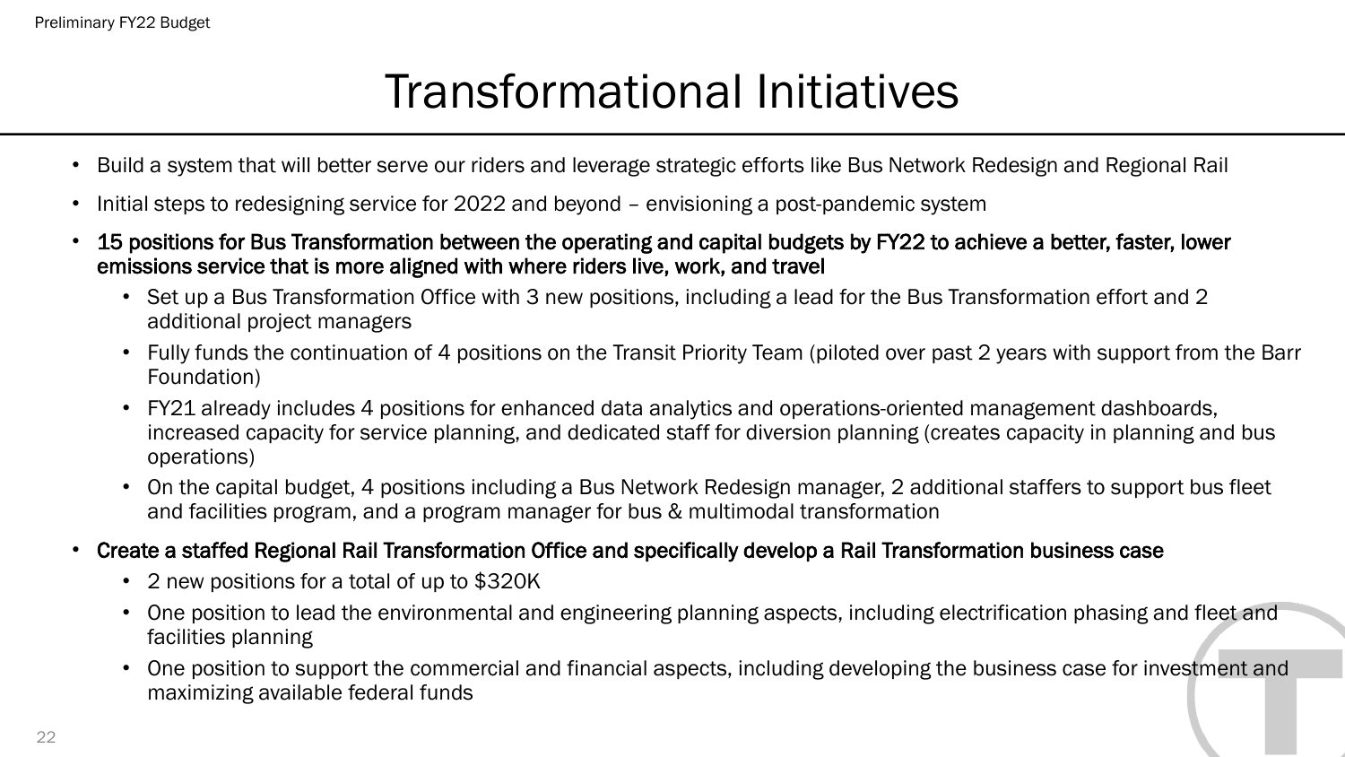# Transformational Initiatives

- Build a system that will better serve our riders and leverage strategic efforts like Bus Network Redesign and Regional Rail
- Initial steps to redesigning service for 2022 and beyond – envisioning a post-pandemic system
- **15 positions for Bus Transformation between the operating and capital budgets by FY22 to achieve a better, faster, lower emissions service that is more aligned with where riders live, work, and travel**
  - Set up a Bus Transformation Office with 3 new positions, including a lead for the Bus Transformation effort and 2 additional project managers
  - Fully funds the continuation of 4 positions on the Transit Priority Team (piloted over past 2 years with support from the Barr Foundation)
  - FY21 already includes 4 positions for enhanced data analytics and operations-oriented management dashboards, increased capacity for service planning, and dedicated staff for diversion planning (creates capacity in planning and bus operations)
  - On the capital budget, 4 positions including a Bus Network Redesign manager, 2 additional staffers to support bus fleet and facilities program, and a program manager for bus & multimodal transformation
- **Create a staffed Regional Rail Transformation Office and specifically develop a Rail Transformation business case**
  - 2 new positions for a total of up to $320K
  - One position to lead the environmental and engineering planning aspects, including electrification phasing and fleet and facilities planning
  - One position to support the commercial and financial aspects, including developing the business case for investment and maximizing available federal funds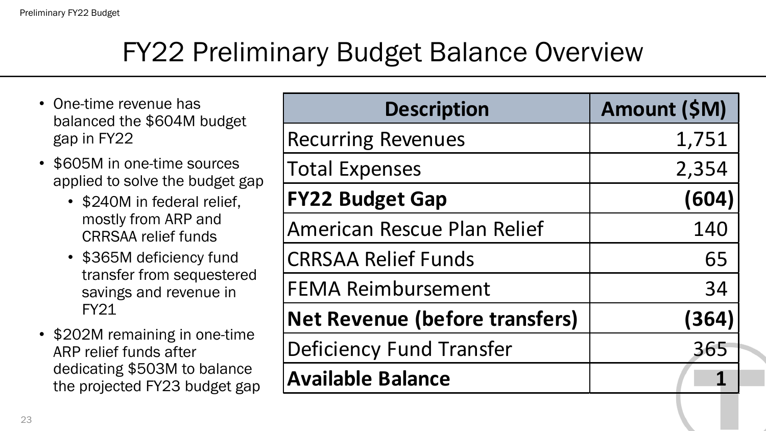# FY22 Preliminary Budget Balance Overview

- One-time revenue has balanced the $604M budget gap in FY22
- $605M in one-time sources applied to solve the budget gap
  - $240M in federal relief, mostly from ARP and CRRSAA relief funds
  - $365M deficiency fund transfer from sequestered savings and revenue in FY21
- $202M remaining in one-time ARP relief funds after dedicating $503M to balance the projected FY23 budget gap

| Description | Amount ($M) |
|---|---:|
| Recurring Revenues | 1,751 |
| Total Expenses | 2,354 |
| **FY22 Budget Gap** | **(604)** |
| American Rescue Plan Relief | 140 |
| CRRSAA Relief Funds | 65 |
| FEMA Reimbursement | 34 |
| **Net Revenue (before transfers)** | **(364)** |
| Deficiency Fund Transfer | 365 |
| **Available Balance** | **1** |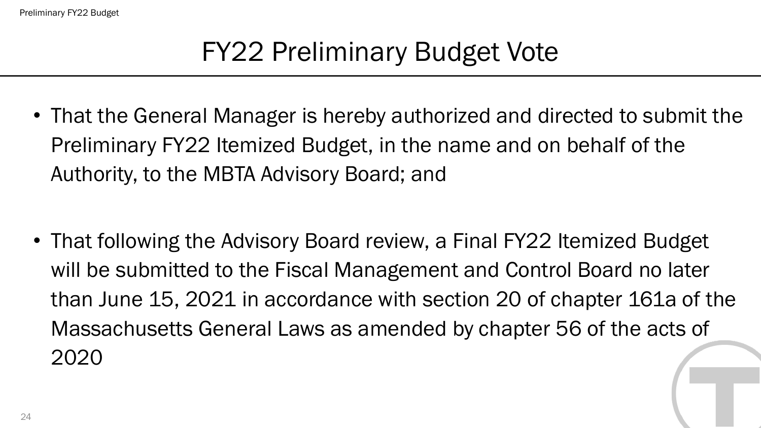# FY22 Preliminary Budget Vote

- That the General Manager is hereby authorized and directed to submit the Preliminary FY22 Itemized Budget, in the name and on behalf of the Authority, to the MBTA Advisory Board; and

- That following the Advisory Board review, a Final FY22 Itemized Budget will be submitted to the Fiscal Management and Control Board no later than June 15, 2021 in accordance with section 20 of chapter 161a of the Massachusetts General Laws as amended by chapter 56 of the acts of 2020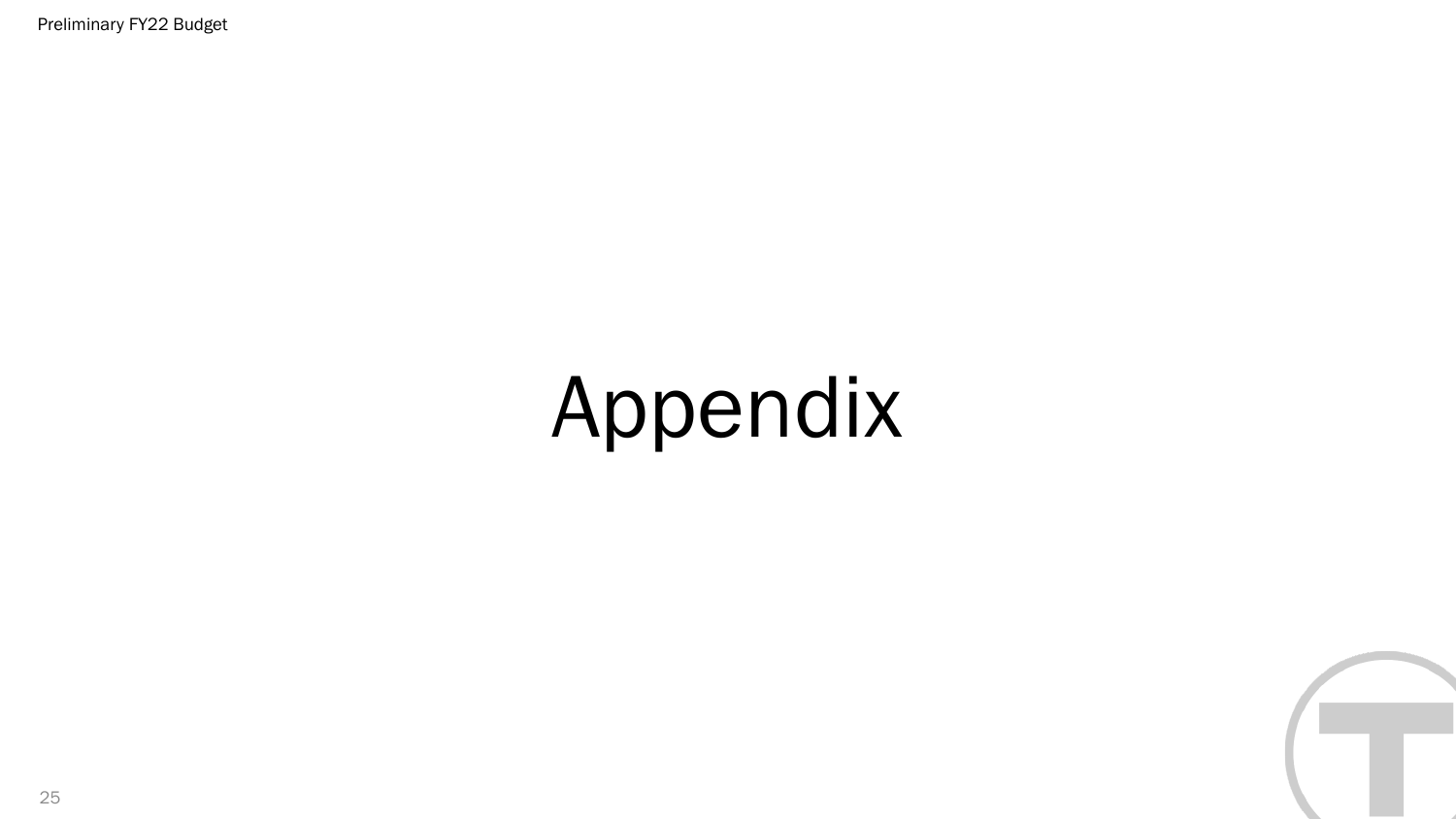# Appendix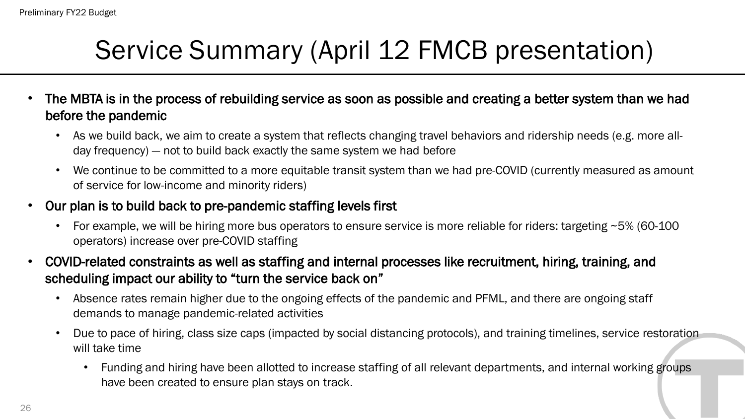# Service Summary (April 12 FMCB presentation)

- **The MBTA is in the process of rebuilding service as soon as possible and creating a better system than we had before the pandemic**
  - As we build back, we aim to create a system that reflects changing travel behaviors and ridership needs (e.g. more all-day frequency) — not to build back exactly the same system we had before
  - We continue to be committed to a more equitable transit system than we had pre-COVID (currently measured as amount of service for low-income and minority riders)
- **Our plan is to build back to pre-pandemic staffing levels first**
  - For example, we will be hiring more bus operators to ensure service is more reliable for riders: targeting ~5% (60-100 operators) increase over pre-COVID staffing
- **COVID-related constraints as well as staffing and internal processes like recruitment, hiring, training, and scheduling impact our ability to "turn the service back on"**
  - Absence rates remain higher due to the ongoing effects of the pandemic and PFML, and there are ongoing staff demands to manage pandemic-related activities
  - Due to pace of hiring, class size caps (impacted by social distancing protocols), and training timelines, service restoration will take time
    - Funding and hiring have been allotted to increase staffing of all relevant departments, and internal working groups have been created to ensure plan stays on track.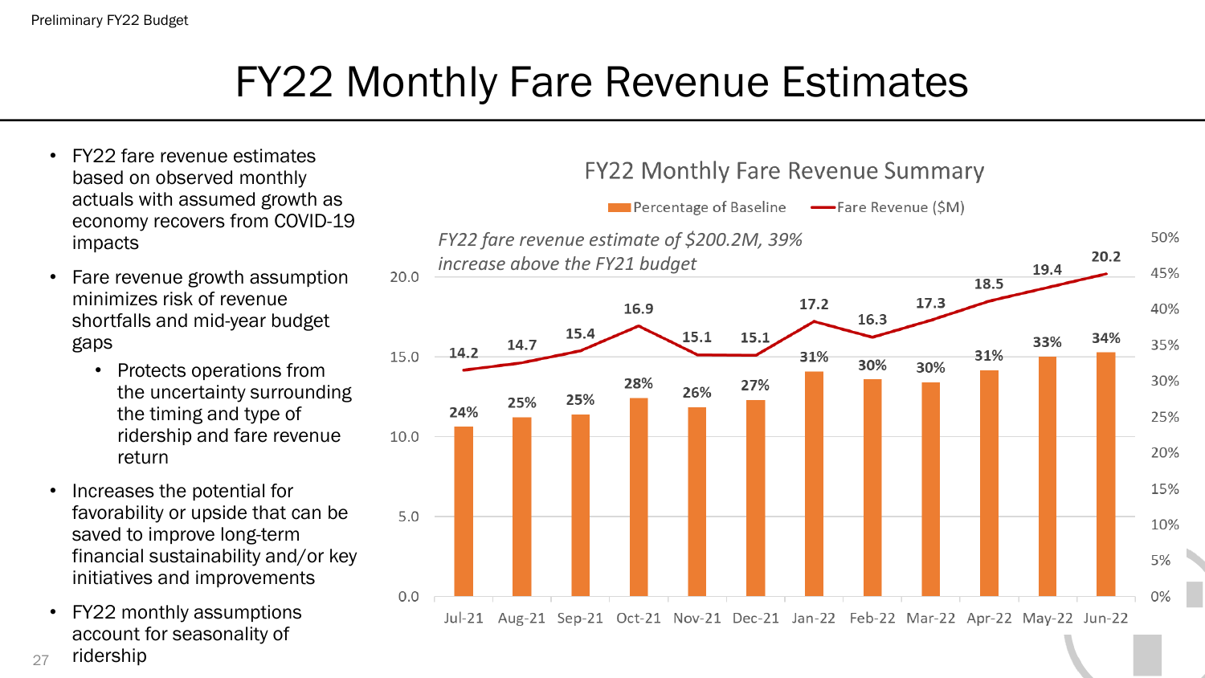# FY22 Monthly Fare Revenue Estimates

- FY22 fare revenue estimates based on observed monthly actuals with assumed growth as economy recovers from COVID-19 impacts
- Fare revenue growth assumption minimizes risk of revenue shortfalls and mid-year budget gaps
  - Protects operations from the uncertainty surrounding the timing and type of ridership and fare revenue return
- Increases the potential for favorability or upside that can be saved to improve long-term financial sustainability and/or key initiatives and improvements
- FY22 monthly assumptions account for seasonality of ridership

## FY22 Monthly Fare Revenue Summary

*FY22 fare revenue estimate of $200.2M, 39% increase above the FY21 budget*

| Month | Fare Revenue ($M) | Percentage of Baseline |
|---|---|---|
| Jul-21 | 14.2 | 24% |
| Aug-21 | 14.7 | 25% |
| Sep-21 | 15.4 | 25% |
| Oct-21 | 16.9 | 28% |
| Nov-21 | 15.1 | 26% |
| Dec-21 | 15.1 | 27% |
| Jan-22 | 17.2 | 31% |
| Feb-22 | 16.3 | 30% |
| Mar-22 | 17.3 | 30% |
| Apr-22 | 18.5 | 31% |
| May-22 | 19.4 | 33% |
| Jun-22 | 20.2 | 34% |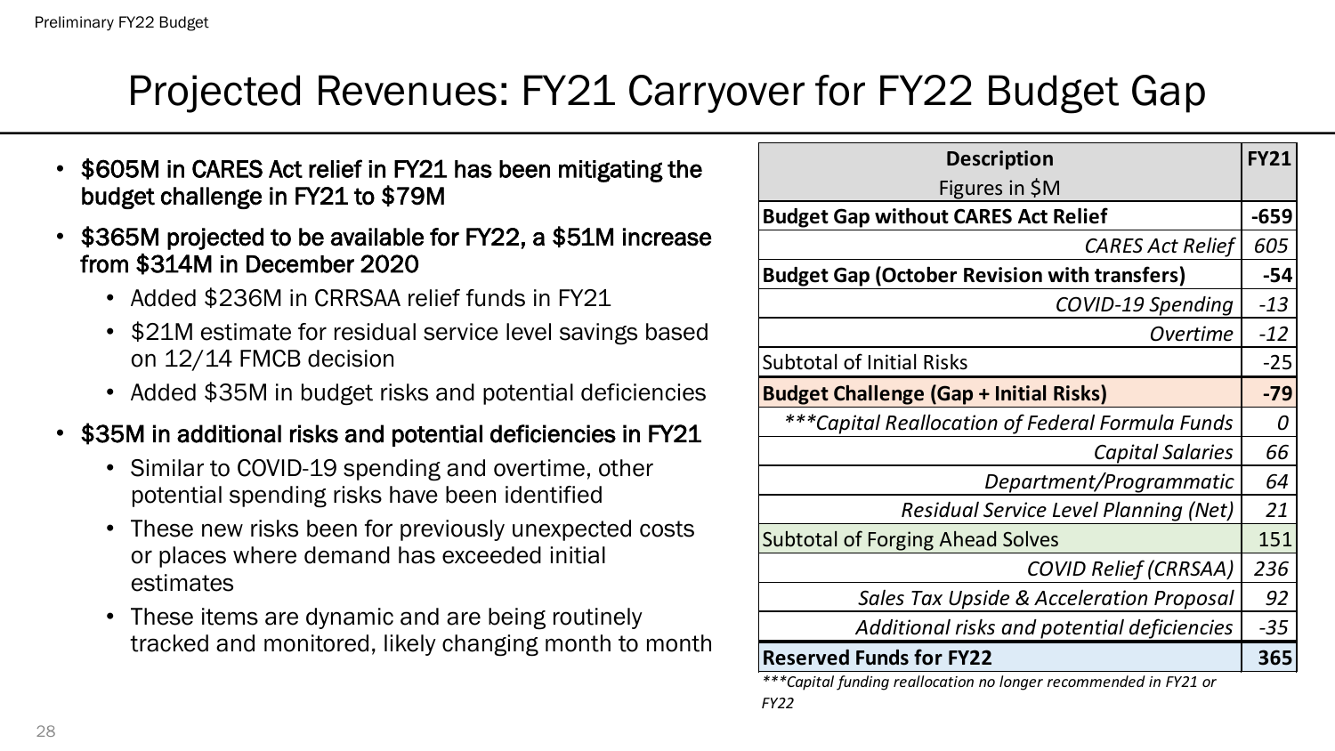# Projected Revenues: FY21 Carryover for FY22 Budget Gap

- **$605M in CARES Act relief in FY21 has been mitigating the budget challenge in FY21 to $79M**
- **$365M projected to be available for FY22, a $51M increase from $314M in December 2020**
  - Added $236M in CRRSAA relief funds in FY21
  - $21M estimate for residual service level savings based on 12/14 FMCB decision
  - Added $35M in budget risks and potential deficiencies
- **$35M in additional risks and potential deficiencies in FY21**
  - Similar to COVID-19 spending and overtime, other potential spending risks have been identified
  - These new risks been for previously unexpected costs or places where demand has exceeded initial estimates
  - These items are dynamic and are being routinely tracked and monitored, likely changing month to month

| **Description** Figures in $M | **FY21** |
|---|---|
| **Budget Gap without CARES Act Relief** | **-659** |
| *CARES Act Relief* | *605* |
| **Budget Gap (October Revision with transfers)** | **-54** |
| *COVID-19 Spending* | *-13* |
| *Overtime* | *-12* |
| Subtotal of Initial Risks | -25 |
| **Budget Challenge (Gap + Initial Risks)** | **-79** |
| *\*\*\*Capital Reallocation of Federal Formula Funds* | *0* |
| *Capital Salaries* | *66* |
| *Department/Programmatic* | *64* |
| *Residual Service Level Planning (Net)* | *21* |
| Subtotal of Forging Ahead Solves | 151 |
| *COVID Relief (CRRSAA)* | *236* |
| *Sales Tax Upside & Acceleration Proposal* | *92* |
| *Additional risks and potential deficiencies* | *-35* |
| **Reserved Funds for FY22** | **365** |

*\*\*\*Capital funding reallocation no longer recommended in FY21 or FY22*